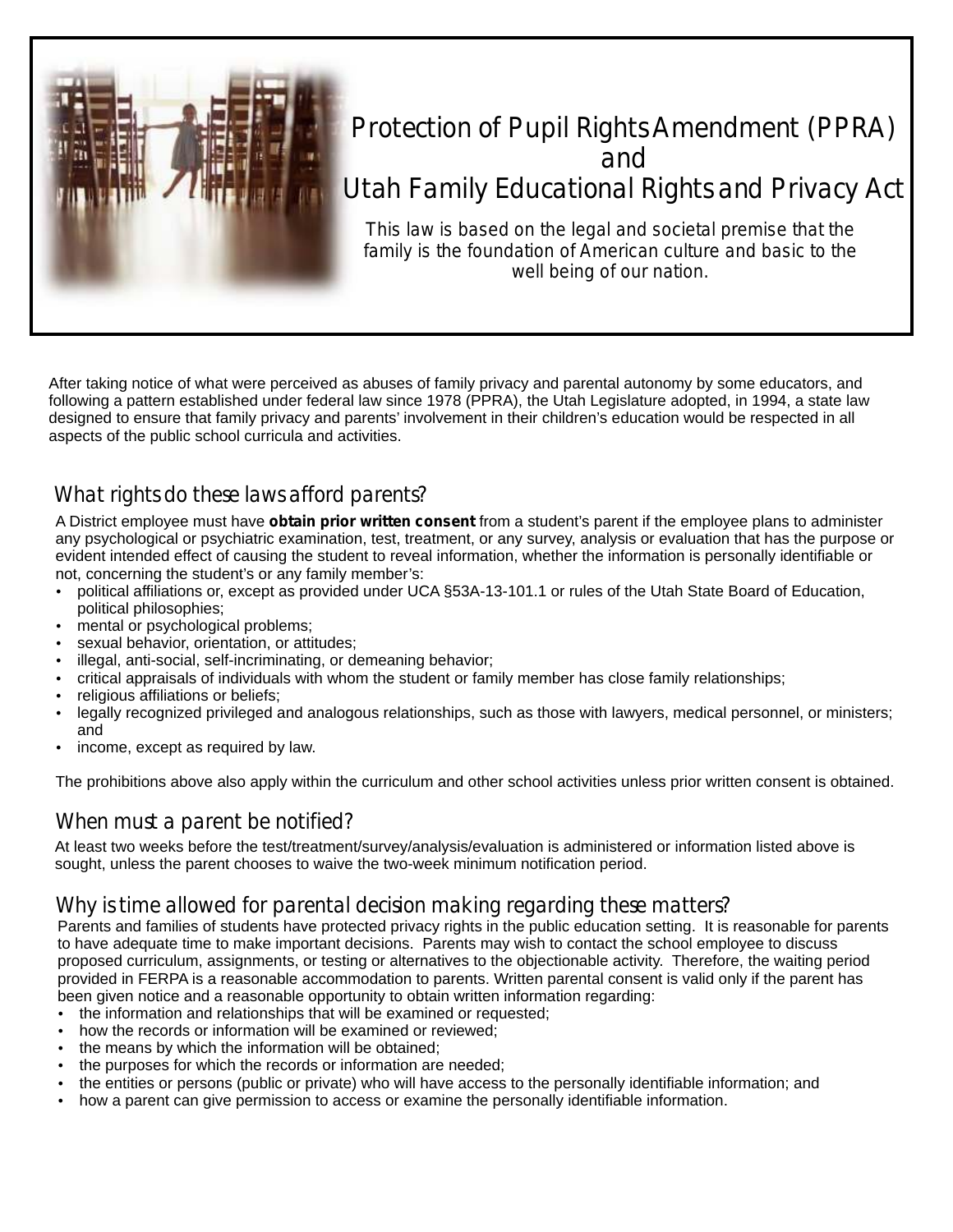# Protection of Pupil Rights Amendment (PPRA) and Utah Family Educational Rights and Privacy Act

This law is based on the legal and societal premise that the family is the foundation of American culture and basic to the well being of our nation.

After taking notice of what were perceived as abuses of family privacy and parental autonomy by some educators, and following a pattern established under federal law since 1978 (PPRA), the Utah Legislature adopted, in 1994, a state law designed to ensure that family privacy and parents' involvement in their children's education would be respected in all aspects of the public school curricula and activities.

## What rights do these laws afford parents?

A District employee must have **obtain prior written consent** from a student's parent if the employee plans to administer any psychological or psychiatric examination, test, treatment, or any survey, analysis or evaluation that has the purpose or evident intended effect of causing the student to reveal information, whether the information is personally identifiable or not, concerning the student's or any family member's:

- political affiliations or, except as provided under UCA §53A-13-101.1 or rules of the Utah State Board of Education, political philosophies;
- mental or psychological problems;
- sexual behavior, orientation, or attitudes;
- illegal, anti-social, self-incriminating, or demeaning behavior;
- critical appraisals of individuals with whom the student or family member has close family relationships;
- religious affiliations or beliefs;
- legally recognized privileged and analogous relationships, such as those with lawyers, medical personnel, or ministers; and
- income, except as required by law.

The prohibitions above also apply within the curriculum and other school activities unless prior written consent is obtained.

## When must a parent be notified?

At least two weeks before the test/treatment/survey/analysis/evaluation is administered or information listed above is sought, unless the parent chooses to waive the two-week minimum notification period.

## Why is time allowed for parental decision making regarding these matters?

Parents and families of students have protected privacy rights in the public education setting. It is reasonable for parents to have adequate time to make important decisions. Parents may wish to contact the school employee to discuss proposed curriculum, assignments, or testing or alternatives to the objectionable activity. Therefore, the waiting period provided in FERPA is a reasonable accommodation to parents. Written parental consent is valid only if the parent has been given notice and a reasonable opportunity to obtain written information regarding:

- the information and relationships that will be examined or requested;
- how the records or information will be examined or reviewed;
- the means by which the information will be obtained;
- the purposes for which the records or information are needed;
- the entities or persons (public or private) who will have access to the personally identifiable information; and
- how a parent can give permission to access or examine the personally identifiable information.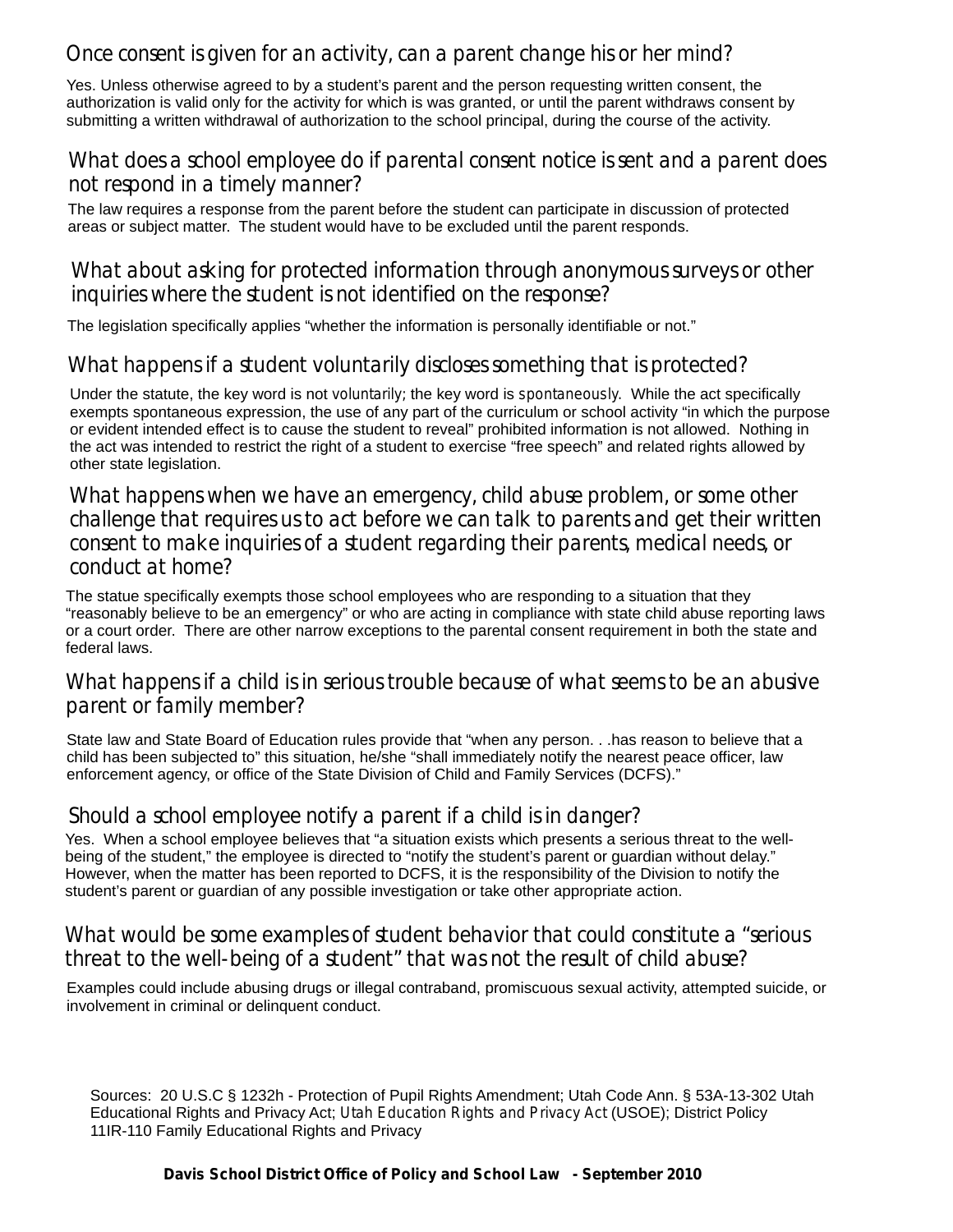### Once consent is given for an activity, can a parent change his or her mind?

Yes. Unless otherwise agreed to by a student's parent and the person requesting written consent, the authorization is valid only for the activity for which is was granted, or until the parent withdraws consent by submitting a written withdrawal of authorization to the school principal, during the course of the activity.

### What does a school employee do if parental consent notice is sent and a parent does not respond in a timely manner?

The law requires a response from the parent before the student can participate in discussion of protected areas or subject matter. The student would have to be excluded until the parent responds.

### What about asking for protected information through anonymous surveys or other inquiries where the student is not identified on the response?

The legislation specifically applies "whether the information is personally identifiable or not."

### What happens if a student voluntarily discloses something that is protected?

Under the statute, the key word is not *voluntarily*; the key word is *spontaneously*. While the act specifically exempts spontaneous expression, the use of any part of the curriculum or school activity "in which the purpose or evident intended effect is to cause the student to reveal" prohibited information is not allowed. Nothing in the act was intended to restrict the right of a student to exercise "free speech" and related rights allowed by other state legislation.

### What happens when we have an emergency, child abuse problem, or some other challenge that requires us to act before we can talk to parents and get their written consent to make inquiries of a student regarding their parents, medical needs, or conduct at home?

The statue specifically exempts those school employees who are responding to a situation that they "reasonably believe to be an emergency" or who are acting in compliance with state child abuse reporting laws or a court order. There are other narrow exceptions to the parental consent requirement in both the state and federal laws.

### What happens if a child is in serious trouble because of what seems to be an abusive parent or family member?

State law and State Board of Education rules provide that "when any person. . .has reason to believe that a child has been subjected to" this situation, he/she "shall immediately notify the nearest peace officer, law enforcement agency, or office of the State Division of Child and Family Services (DCFS)."

### Should a school employee notify a parent if a child is in danger?

Yes. When a school employee believes that "a situation exists which presents a serious threat to the well-being of the student," the employee is directed to "notify the student's parent or guardian without delay." However, when the matter has been reported to DCFS, it is the responsibility of the Division to notify the student's parent or guardian of any possible investigation or take other appropriate action.

### What would be some examples of student behavior that could constitute a "serious threat to the well-being of a student" that was not the result of child abuse?

Examples could include abusing drugs or illegal contraband, promiscuous sexual activity, attempted suicide, or involvement in criminal or delinquent conduct.

Sources: 20 U.S.C § 1232h - Protection of Pupil Rights Amendment; Utah Code Ann. § 53A-13-302 Utah Educational Rights and Privacy Act; *Utah Education Rights and Privacy Act* (USOE); District Policy 11IR-110 Family Educational Rights and Privacy

**Davis School District Office of Policy and School Law - September 2010**